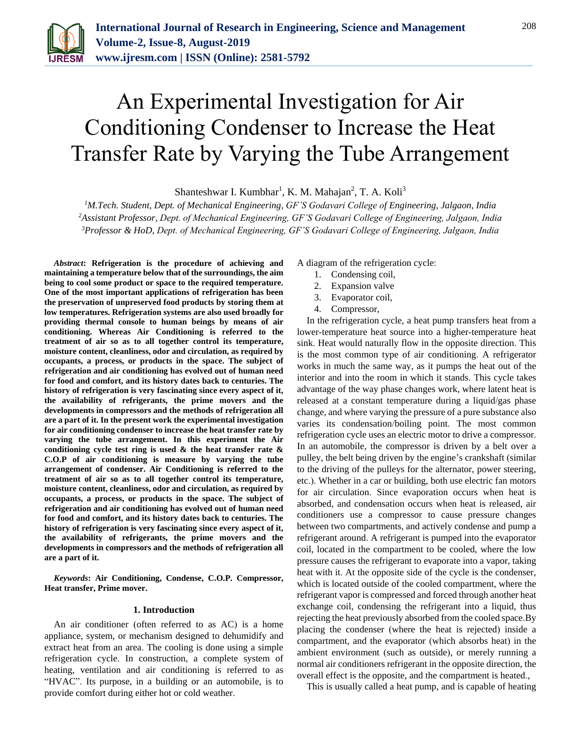// Note: the journal header is omitted per the instructions; the title starts the document.
# An Experimental Investigation for Air Conditioning Condenser to Increase the Heat Transfer Rate by Varying the Tube Arrangement

Shanteshwar I. Kumbhar[1], K. M. Mahajan[2], T. A. Koli[3]

[1]*M.Tech. Student, Dept. of Mechanical Engineering, GF'S Godavari College of Engineering, Jalgaon, India*
[2]*Assistant Professor, Dept. of Mechanical Engineering, GF'S Godavari College of Engineering, Jalgaon, India*
[3]*Professor & HoD, Dept. of Mechanical Engineering, GF'S Godavari College of Engineering, Jalgaon, India*

***Abstract*: Refrigeration is the procedure of achieving and maintaining a temperature below that of the surroundings, the aim being to cool some product or space to the required temperature. One of the most important applications of refrigeration has been the preservation of unpreserved food products by storing them at low temperatures. Refrigeration systems are also used broadly for providing thermal console to human beings by means of air conditioning. Whereas Air Conditioning is referred to the treatment of air so as to all together control its temperature, moisture content, cleanliness, odor and circulation, as required by occupants, a process, or products in the space. The subject of refrigeration and air conditioning has evolved out of human need for food and comfort, and its history dates back to centuries. The history of refrigeration is very fascinating since every aspect of it, the availability of refrigerants, the prime movers and the developments in compressors and the methods of refrigeration all are a part of it. In the present work the experimental investigation for air conditioning condenser to increase the heat transfer rate by varying the tube arrangement. In this experiment the Air conditioning cycle test ring is used & the heat transfer rate & C.O.P of air conditioning is measure by varying the tube arrangement of condenser. Air Conditioning is referred to the treatment of air so as to all together control its temperature, moisture content, cleanliness, odor and circulation, as required by occupants, a process, or products in the space. The subject of refrigeration and air conditioning has evolved out of human need for food and comfort, and its history dates back to centuries. The history of refrigeration is very fascinating since every aspect of it, the availability of refrigerants, the prime movers and the developments in compressors and the methods of refrigeration all are a part of it.**

***Keywords*: Air Conditioning, Condense, C.O.P. Compressor, Heat transfer, Prime mover.**

## 1. Introduction

An air conditioner (often referred to as AC) is a home appliance, system, or mechanism designed to dehumidify and extract heat from an area. The cooling is done using a simple refrigeration cycle. In construction, a complete system of heating, ventilation and air conditioning is referred to as "HVAC". Its purpose, in a building or an automobile, is to provide comfort during either hot or cold weather.

A diagram of the refrigeration cycle:

1. Condensing coil,
2. Expansion valve
3. Evaporator coil,
4. Compressor,

In the refrigeration cycle, a heat pump transfers heat from a lower-temperature heat source into a higher-temperature heat sink. Heat would naturally flow in the opposite direction. This is the most common type of air conditioning. A refrigerator works in much the same way, as it pumps the heat out of the interior and into the room in which it stands. This cycle takes advantage of the way phase changes work, where latent heat is released at a constant temperature during a liquid/gas phase change, and where varying the pressure of a pure substance also varies its condensation/boiling point. The most common refrigeration cycle uses an electric motor to drive a compressor. In an automobile, the compressor is driven by a belt over a pulley, the belt being driven by the engine's crankshaft (similar to the driving of the pulleys for the alternator, power steering, etc.). Whether in a car or building, both use electric fan motors for air circulation. Since evaporation occurs when heat is absorbed, and condensation occurs when heat is released, air conditioners use a compressor to cause pressure changes between two compartments, and actively condense and pump a refrigerant around. A refrigerant is pumped into the evaporator coil, located in the compartment to be cooled, where the low pressure causes the refrigerant to evaporate into a vapor, taking heat with it. At the opposite side of the cycle is the condenser, which is located outside of the cooled compartment, where the refrigerant vapor is compressed and forced through another heat exchange coil, condensing the refrigerant into a liquid, thus rejecting the heat previously absorbed from the cooled space.By placing the condenser (where the heat is rejected) inside a compartment, and the evaporator (which absorbs heat) in the ambient environment (such as outside), or merely running a normal air conditioners refrigerant in the opposite direction, the overall effect is the opposite, and the compartment is heated.,

This is usually called a heat pump, and is capable of heating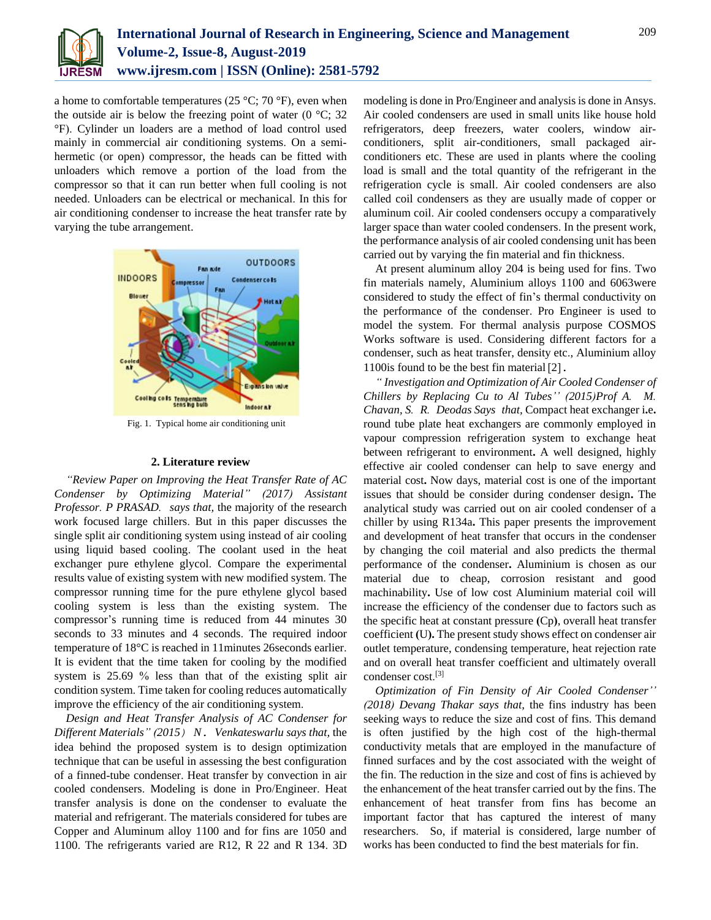a home to comfortable temperatures (25 °C; 70 °F), even when the outside air is below the freezing point of water (0 °C; 32 °F). Cylinder un loaders are a method of load control used mainly in commercial air conditioning systems. On a semi-hermetic (or open) compressor, the heads can be fitted with unloaders which remove a portion of the load from the compressor so that it can run better when full cooling is not needed. Unloaders can be electrical or mechanical. In this for air conditioning condenser to increase the heat transfer rate by varying the tube arrangement.

Fig. 1. Typical home air conditioning unit

## 2. Literature review

*"Review Paper on Improving the Heat Transfer Rate of AC Condenser by Optimizing Material" (2017) Assistant Professor. P PRASAD. says that,* the majority of the research work focused large chillers. But in this paper discusses the single split air conditioning system using instead of air cooling using liquid based cooling. The coolant used in the heat exchanger pure ethylene glycol. Compare the experimental results value of existing system with new modified system. The compressor running time for the pure ethylene glycol based cooling system is less than the existing system. The compressor's running time is reduced from 44 minutes 30 seconds to 33 minutes and 4 seconds. The required indoor temperature of 18°C is reached in 11minutes 26seconds earlier. It is evident that the time taken for cooling by the modified system is 25.69 % less than that of the existing split air condition system. Time taken for cooling reduces automatically improve the efficiency of the air conditioning system.

*Design and Heat Transfer Analysis of AC Condenser for Different Materials" (2015) N. Venkateswarlu says that,* the idea behind the proposed system is to design optimization technique that can be useful in assessing the best configuration of a finned-tube condenser. Heat transfer by convection in air cooled condensers. Modeling is done in Pro/Engineer. Heat transfer analysis is done on the condenser to evaluate the material and refrigerant. The materials considered for tubes are Copper and Aluminum alloy 1100 and for fins are 1050 and 1100. The refrigerants varied are R12, R 22 and R 134. 3D modeling is done in Pro/Engineer and analysis is done in Ansys. Air cooled condensers are used in small units like house hold refrigerators, deep freezers, water coolers, window air-conditioners, split air-conditioners, small packaged air-conditioners etc. These are used in plants where the cooling load is small and the total quantity of the refrigerant in the refrigeration cycle is small. Air cooled condensers are also called coil condensers as they are usually made of copper or aluminum coil. Air cooled condensers occupy a comparatively larger space than water cooled condensers. In the present work, the performance analysis of air cooled condensing unit has been carried out by varying the fin material and fin thickness.

At present aluminum alloy 204 is being used for fins. Two fin materials namely, Aluminium alloys 1100 and 6063were considered to study the effect of fin's thermal conductivity on the performance of the condenser. Pro Engineer is used to model the system. For thermal analysis purpose COSMOS Works software is used. Considering different factors for a condenser, such as heat transfer, density etc., Aluminium alloy 1100is found to be the best fin material [2].

*" Investigation and Optimization of Air Cooled Condenser of Chillers by Replacing Cu to Al Tubes'' (2015)Prof A. M. Chavan, S. R. Deodas Says that,* Compact heat exchanger i**.**e**.** round tube plate heat exchangers are commonly employed in vapour compression refrigeration system to exchange heat between refrigerant to environment**.** A well designed, highly effective air cooled condenser can help to save energy and material cost**.** Now days, material cost is one of the important issues that should be consider during condenser design**.** The analytical study was carried out on air cooled condenser of a chiller by using R134a**.** This paper presents the improvement and development of heat transfer that occurs in the condenser by changing the coil material and also predicts the thermal performance of the condenser**.** Aluminium is chosen as our material due to cheap, corrosion resistant and good machinability**.** Use of low cost Aluminium material coil will increase the efficiency of the condenser due to factors such as the specific heat at constant pressure **(**Cp**)**, overall heat transfer coefficient **(**U**).** The present study shows effect on condenser air outlet temperature, condensing temperature, heat rejection rate and on overall heat transfer coefficient and ultimately overall condenser cost.[3]

*Optimization of Fin Density of Air Cooled Condenser'' (2018) Devang Thakar says that,* the fins industry has been seeking ways to reduce the size and cost of fins. This demand is often justified by the high cost of the high-thermal conductivity metals that are employed in the manufacture of finned surfaces and by the cost associated with the weight of the fin. The reduction in the size and cost of fins is achieved by the enhancement of the heat transfer carried out by the fins. The enhancement of heat transfer from fins has become an important factor that has captured the interest of many researchers. So, if material is considered, large number of works has been conducted to find the best materials for fin.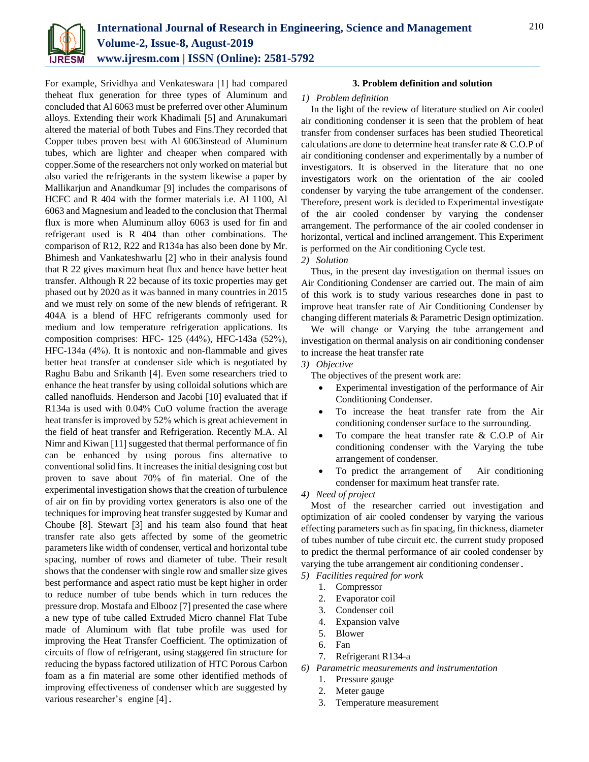For example, Srividhya and Venkateswara [1] had compared theheat flux generation for three types of Aluminum and concluded that Al 6063 must be preferred over other Aluminum alloys. Extending their work Khadimali [5] and Arunakumari altered the material of both Tubes and Fins.They recorded that Copper tubes proven best with Al 6063instead of Aluminum tubes, which are lighter and cheaper when compared with copper.Some of the researchers not only worked on material but also varied the refrigerants in the system likewise a paper by Mallikarjun and Anandkumar [9] includes the comparisons of HCFC and R 404 with the former materials i.e. Al 1100, Al 6063 and Magnesium and leaded to the conclusion that Thermal flux is more when Aluminum alloy 6063 is used for fin and refrigerant used is R 404 than other combinations. The comparison of R12, R22 and R134a has also been done by Mr. Bhimesh and Vankateshwarlu [2] who in their analysis found that R 22 gives maximum heat flux and hence have better heat transfer. Although R 22 because of its toxic properties may get phased out by 2020 as it was banned in many countries in 2015 and we must rely on some of the new blends of refrigerant. R 404A is a blend of HFC refrigerants commonly used for medium and low temperature refrigeration applications. Its composition comprises: HFC- 125 (44%), HFC-143a (52%), HFC-134a (4%). It is nontoxic and non-flammable and gives better heat transfer at condenser side which is negotiated by Raghu Babu and Srikanth [4]. Even some researchers tried to enhance the heat transfer by using colloidal solutions which are called nanofluids. Henderson and Jacobi [10] evaluated that if R134a is used with 0.04% CuO volume fraction the average heat transfer is improved by 52% which is great achievement in the field of heat transfer and Refrigeration. Recently M.A. Al Nimr and Kiwan [11] suggested that thermal performance of fin can be enhanced by using porous fins alternative to conventional solid fins. It increases the initial designing cost but proven to save about 70% of fin material. One of the experimental investigation shows that the creation of turbulence of air on fin by providing vortex generators is also one of the techniques for improving heat transfer suggested by Kumar and Choube [8]. Stewart [3] and his team also found that heat transfer rate also gets affected by some of the geometric parameters like width of condenser, vertical and horizontal tube spacing, number of rows and diameter of tube. Their result shows that the condenser with single row and smaller size gives best performance and aspect ratio must be kept higher in order to reduce number of tube bends which in turn reduces the pressure drop. Mostafa and Elbooz [7] presented the case where a new type of tube called Extruded Micro channel Flat Tube made of Aluminum with flat tube profile was used for improving the Heat Transfer Coefficient. The optimization of circuits of flow of refrigerant, using staggered fin structure for reducing the bypass factored utilization of HTC Porous Carbon foam as a fin material are some other identified methods of improving effectiveness of condenser which are suggested by various researcher's engine [4].

## 3. Problem definition and solution

*1) Problem definition*

In the light of the review of literature studied on Air cooled air conditioning condenser it is seen that the problem of heat transfer from condenser surfaces has been studied Theoretical calculations are done to determine heat transfer rate & C.O.P of air conditioning condenser and experimentally by a number of investigators. It is observed in the literature that no one investigators work on the orientation of the air cooled condenser by varying the tube arrangement of the condenser. Therefore, present work is decided to Experimental investigate of the air cooled condenser by varying the condenser arrangement. The performance of the air cooled condenser in horizontal, vertical and inclined arrangement. This Experiment is performed on the Air conditioning Cycle test.

*2) Solution*

Thus, in the present day investigation on thermal issues on Air Conditioning Condenser are carried out. The main of aim of this work is to study various researches done in past to improve heat transfer rate of Air Conditioning Condenser by changing different materials & Parametric Design optimization.

We will change or Varying the tube arrangement and investigation on thermal analysis on air conditioning condenser to increase the heat transfer rate

*3) Objective*

The objectives of the present work are:

- Experimental investigation of the performance of Air Conditioning Condenser.
- To increase the heat transfer rate from the Air conditioning condenser surface to the surrounding.
- To compare the heat transfer rate & C.O.P of Air conditioning condenser with the Varying the tube arrangement of condenser.
- To predict the arrangement of Air conditioning condenser for maximum heat transfer rate.

*4) Need of project*

Most of the researcher carried out investigation and optimization of air cooled condenser by varying the various effecting parameters such as fin spacing, fin thickness, diameter of tubes number of tube circuit etc. the current study proposed to predict the thermal performance of air cooled condenser by varying the tube arrangement air conditioning condenser.

*5) Facilities required for work*

1. Compressor
2. Evaporator coil
3. Condenser coil
4. Expansion valve
5. Blower
6. Fan
7. Refrigerant R134-a

*6) Parametric measurements and instrumentation*

1. Pressure gauge
2. Meter gauge
3. Temperature measurement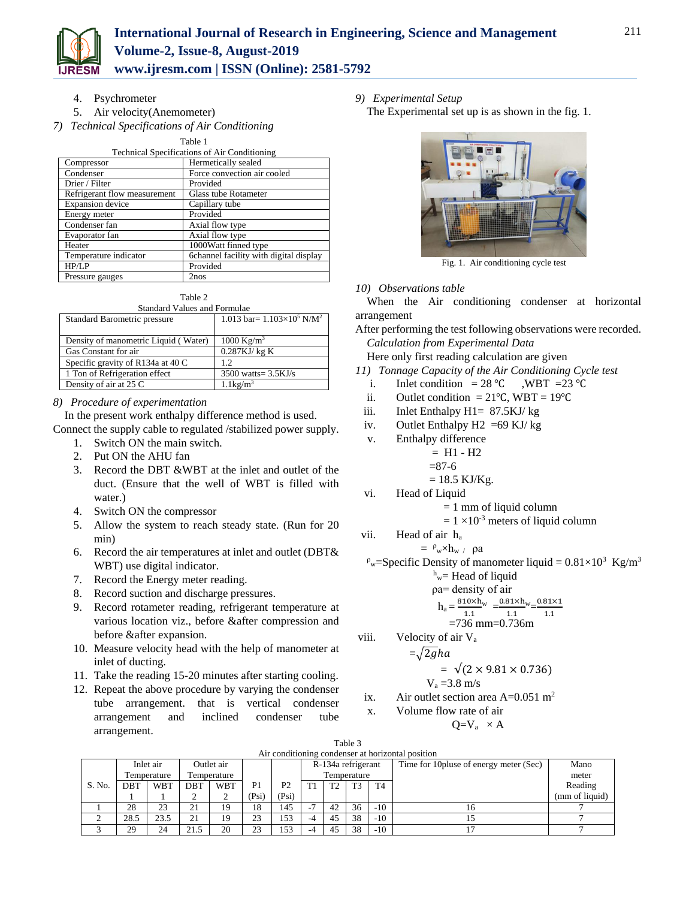4. Psychrometer
5. Air velocity(Anemometer)

*7) Technical Specifications of Air Conditioning*

Table 1
Technical Specifications of Air Conditioning

| | |
|---|---|
| Compressor | Hermetically sealed |
| Condenser | Force convection air cooled |
| Drier / Filter | Provided |
| Refrigerant flow measurement | Glass tube Rotameter |
| Expansion device | Capillary tube |
| Energy meter | Provided |
| Condenser fan | Axial flow type |
| Evaporator fan | Axial flow type |
| Heater | 1000Watt finned type |
| Temperature indicator | 6channel facility with digital display |
| HP/LP | Provided |
| Pressure gauges | 2nos |

Table 2
Standard Values and Formulae

| | |
|---|---|
| Standard Barometric pressure | 1.013 bar= $1.103\times10^5$ N/M$^2$ |
| Density of manometric Liquid ( Water) | 1000 Kg/m$^3$ |
| Gas Constant for air | 0.287KJ/ kg K |
| Specific gravity of R134a at 40 C | 1.2 |
| 1 Ton of Refrigeration effect | 3500 watts= 3.5KJ/s |
| Density of air at 25 C | 1.1kg/m$^3$ |

*8) Procedure of experimentation*

In the present work enthalpy difference method is used. Connect the supply cable to regulated /stabilized power supply.

1. Switch ON the main switch.
2. Put ON the AHU fan
3. Record the DBT &WBT at the inlet and outlet of the duct. (Ensure that the well of WBT is filled with water.)
4. Switch ON the compressor
5. Allow the system to reach steady state. (Run for 20 min)
6. Record the air temperatures at inlet and outlet (DBT& WBT) use digital indicator.
7. Record the Energy meter reading.
8. Record suction and discharge pressures.
9. Record rotameter reading, refrigerant temperature at various location viz., before &after compression and before &after expansion.
10. Measure velocity head with the help of manometer at inlet of ducting.
11. Take the reading 15-20 minutes after starting cooling.
12. Repeat the above procedure by varying the condenser tube arrangement. that is vertical condenser arrangement and inclined condenser tube arrangement.

*9) Experimental Setup*

The Experimental set up is as shown in the fig. 1.

Fig. 1. Air conditioning cycle test

*10) Observations table*

When the Air conditioning condenser at horizontal arrangement

After performing the test following observations were recorded.

*Calculation from Experimental Data*

Here only first reading calculation are given

*11) Tonnage Capacity of the Air Conditioning Cycle test*

i. Inlet condition = 28 ℃ ,WBT =23 ℃
ii. Outlet condition = 21℃, WBT = 19℃
iii. Inlet Enthalpy H1= 87.5KJ/ kg
iv. Outlet Enthalpy H2 =69 KJ/ kg
v. Enthalpy difference
 = H1 - H2
 =87-6
 = 18.5 KJ/Kg.
vi. Head of Liquid
 = 1 mm of liquid column
 = $1\times10^{-3}$ meters of liquid column
vii. Head of air $h_a$
 $= \rho_w \times h_w / \rho a$

$\rho_w$=Specific Density of manometer liquid = $0.81\times10^3$ Kg/m$^3$

$h_w$= Head of liquid

ρa= density of air

$$h_a = \frac{810\times h_w}{1.1} = \frac{0.81\times h_w}{1.1} = \frac{0.81\times1}{1.1}$$

=736 mm=0.736m

viii. Velocity of air $V_a$
 $=\sqrt{2gha}$
 $= \sqrt{(2\times9.81\times0.736)}$
 $V_a$ =3.8 m/s
ix. Air outlet section area A=0.051 m$^2$
x. Volume flow rate of air
 $Q=V_a \times A$

Table 3
Air conditioning condenser at horizontal position

| S. No. | Inlet air Temperature | | Outlet air Temperature | | P1 (Psi) | P2 (Psi) | R-134a refrigerant Temperature | | | | Time for 10pluse of energy meter (Sec) | Mano meter Reading (mm of liquid) |
|---|---|---|---|---|---|---|---|---|---|---|---|---|
| | DBT 1 | WBT 1 | DBT 2 | WBT 2 | | | T1 | T2 | T3 | T4 | | |
| 1 | 28 | 23 | 21 | 19 | 18 | 145 | -7 | 42 | 36 | -10 | 16 | 7 |
| 2 | 28.5 | 23.5 | 21 | 19 | 23 | 153 | -4 | 45 | 38 | -10 | 15 | 7 |
| 3 | 29 | 24 | 21.5 | 20 | 23 | 153 | -4 | 45 | 38 | -10 | 17 | 7 |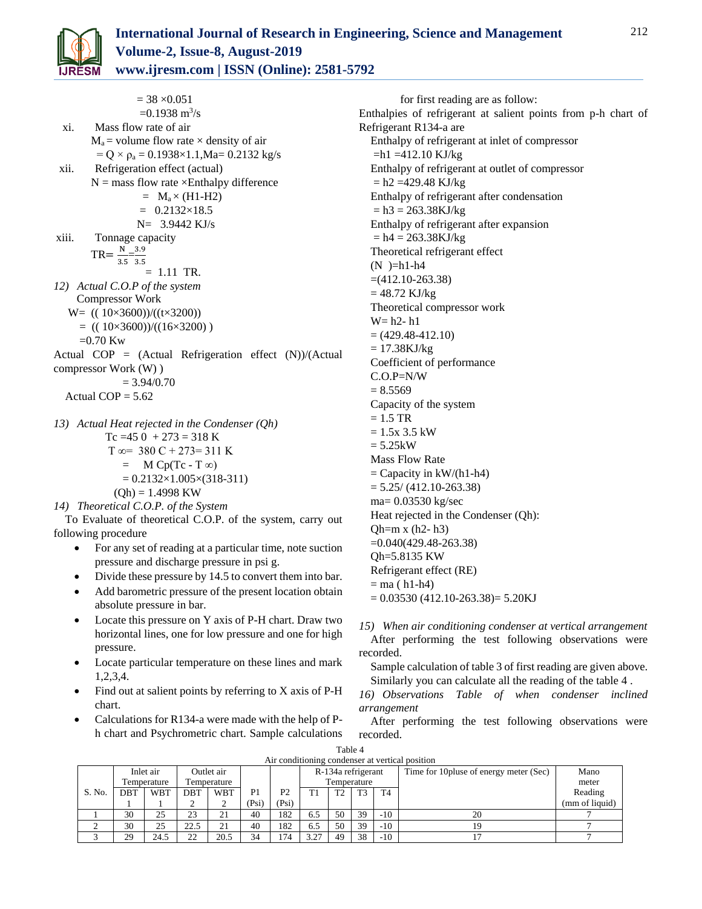$= 38 \times 0.051$

$= 0.1938\ m^3/s$

xi. Mass flow rate of air

$M_a$ = volume flow rate × density of air

$= Q \times \rho_a = 0.1938 \times 1.1$, $M_a = 0.2132$ kg/s

xii. Refrigeration effect (actual)

N = mass flow rate ×Enthalpy difference

$= M_a \times (H1\text{-}H2)$

$= 0.2132 \times 18.5$

N = 3.9442 KJ/s

xiii. Tonnage capacity

$TR = \frac{N}{3.5} = \frac{3.9}{3.5}$

$= 1.11$ TR.

*12) Actual C.O.P of the system*

Compressor Work

W= (( 10×3600))/((t×3200))

= (( 10×3600))/((16×3200) )

=0.70 Kw

Actual COP = (Actual Refrigeration effect (N))/(Actual compressor Work (W) )

= 3.94/0.70

Actual COP = 5.62

*13) Actual Heat rejected in the Condenser (Qh)*

Tc =45 0 + 273 = 318 K

T ∞= 380 C + 273= 311 K

$= M\ Cp(Tc - T_\infty)$

$= 0.2132 \times 1.005 \times (318\text{-}311)$

(Qh) = 1.4998 KW

*14) Theoretical C.O.P. of the System*

To Evaluate of theoretical C.O.P. of the system, carry out following procedure

- For any set of reading at a particular time, note suction pressure and discharge pressure in psi g.
- Divide these pressure by 14.5 to convert them into bar.
- Add barometric pressure of the present location obtain absolute pressure in bar.
- Locate this pressure on Y axis of P-H chart. Draw two horizontal lines, one for low pressure and one for high pressure.
- Locate particular temperature on these lines and mark 1,2,3,4.
- Find out at salient points by referring to X axis of P-H chart.
- Calculations for R134-a were made with the help of P-h chart and Psychrometric chart. Sample calculations for first reading are as follow:

Enthalpies of refrigerant at salient points from p-h chart of Refrigerant R134-a are

Enthalpy of refrigerant at inlet of compressor

=h1 =412.10 KJ/kg

Enthalpy of refrigerant at outlet of compressor

= h2 =429.48 KJ/kg

Enthalpy of refrigerant after condensation

= h3 = 263.38KJ/kg

Enthalpy of refrigerant after expansion

= h4 = 263.38KJ/kg

Theoretical refrigerant effect

(N )=h1-h4

=(412.10-263.38)

= 48.72 KJ/kg

Theoretical compressor work

W= h2- h1

= (429.48-412.10)

= 17.38KJ/kg

Coefficient of performance

C.O.P=N/W

= 8.5569

Capacity of the system

= 1.5 TR

= 1.5x 3.5 kW

= 5.25kW

Mass Flow Rate

= Capacity in kW/(h1-h4)

= 5.25/ (412.10-263.38)

ma= 0.03530 kg/sec

Heat rejected in the Condenser (Qh):

Qh=m x (h2- h3)

=0.040(429.48-263.38)

Qh=5.8135 KW

Refrigerant effect (RE)

= ma ( h1-h4)

= 0.03530 (412.10-263.38)= 5.20KJ

*15) When air conditioning condenser at vertical arrangement*

After performing the test following observations were recorded.

Sample calculation of table 3 of first reading are given above. Similarly you can calculate all the reading of the table 4 .

*16) Observations Table of when condenser inclined arrangement*

After performing the test following observations were recorded.

Table 4
Air conditioning condenser at vertical position

| S. No. | Inlet air Temperature | | Outlet air Temperature | | P1 (Psi) | P2 (Psi) | R-134a refrigerant Temperature | | | | Time for 10pluse of energy meter (Sec) | Mano meter Reading (mm of liquid) |
|---|---|---|---|---|---|---|---|---|---|---|---|---|
| | DBT 1 | WBT 1 | DBT 2 | WBT 2 | | | T1 | T2 | T3 | T4 | | |
| 1 | 30 | 25 | 23 | 21 | 40 | 182 | 6.5 | 50 | 39 | -10 | 20 | 7 |
| 2 | 30 | 25 | 22.5 | 21 | 40 | 182 | 6.5 | 50 | 39 | -10 | 19 | 7 |
| 3 | 29 | 24.5 | 22 | 20.5 | 34 | 174 | 3.27 | 49 | 38 | -10 | 17 | 7 |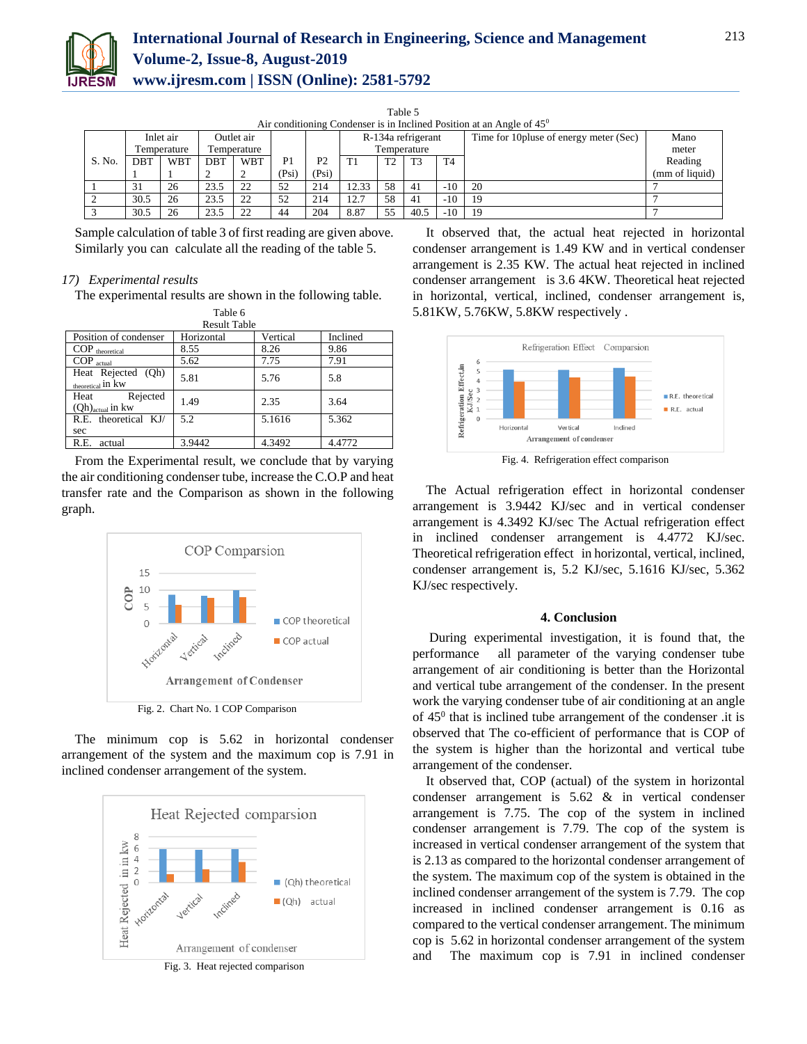Table 5

Air conditioning Condenser is in Inclined Position at an Angle of $45^0$

| S. No. | Inlet air Temperature | | Outlet air Temperature | | P1 | P2 | R-134a refrigerant Temperature | | | | Time for 10pluse of energy meter (Sec) | Mano meter Reading |
|---|---|---|---|---|---|---|---|---|---|---|---|---|
| | DBT 1 | WBT 1 | DBT 2 | WBT 2 | (Psi) | (Psi) | T1 | T2 | T3 | T4 | | (mm of liquid) |
| 1 | 31 | 26 | 23.5 | 22 | 52 | 214 | 12.33 | 58 | 41 | -10 | 20 | 7 |
| 2 | 30.5 | 26 | 23.5 | 22 | 52 | 214 | 12.7 | 58 | 41 | -10 | 19 | 7 |
| 3 | 30.5 | 26 | 23.5 | 22 | 44 | 204 | 8.87 | 55 | 40.5 | -10 | 19 | 7 |

Sample calculation of table 3 of first reading are given above. Similarly you can calculate all the reading of the table 5.

*17) Experimental results*

The experimental results are shown in the following table.

Table 6

Result Table

| Position of condenser | Horizontal | Vertical | Inclined |
|---|---|---|---|
| $COP_{theoretical}$ | 8.55 | 8.26 | 9.86 |
| $COP_{actual}$ | 5.62 | 7.75 | 7.91 |
| Heat Rejected $(Qh)_{theoretical}$ in kw | 5.81 | 5.76 | 5.8 |
| Heat Rejected $(Qh)_{actual}$ in kw | 1.49 | 2.35 | 3.64 |
| R.E. theoretical KJ/sec | 5.2 | 5.1616 | 5.362 |
| R.E. actual | 3.9442 | 4.3492 | 4.4772 |

From the Experimental result, we conclude that by varying the air conditioning condenser tube, increase the C.O.P and heat transfer rate and the Comparison as shown in the following graph.

Fig. 2. Chart No. 1 COP Comparison

The minimum cop is 5.62 in horizontal condenser arrangement of the system and the maximum cop is 7.91 in inclined condenser arrangement of the system.

Fig. 3. Heat rejected comparison

It observed that, the actual heat rejected in horizontal condenser arrangement is 1.49 KW and in vertical condenser arrangement is 2.35 KW. The actual heat rejected in inclined condenser arrangement is 3.6 4KW. Theoretical heat rejected in horizontal, vertical, inclined, condenser arrangement is, 5.81KW, 5.76KW, 5.8KW respectively .

Fig. 4. Refrigeration effect comparison

The Actual refrigeration effect in horizontal condenser arrangement is 3.9442 KJ/sec and in vertical condenser arrangement is 4.3492 KJ/sec The Actual refrigeration effect in inclined condenser arrangement is 4.4772 KJ/sec. Theoretical refrigeration effect in horizontal, vertical, inclined, condenser arrangement is, 5.2 KJ/sec, 5.1616 KJ/sec, 5.362 KJ/sec respectively.

## 4. Conclusion

During experimental investigation, it is found that, the performance all parameter of the varying condenser tube arrangement of air conditioning is better than the Horizontal and vertical tube arrangement of the condenser. In the present work the varying condenser tube of air conditioning at an angle of $45^0$ that is inclined tube arrangement of the condenser .it is observed that The co-efficient of performance that is COP of the system is higher than the horizontal and vertical tube arrangement of the condenser.

It observed that, COP (actual) of the system in horizontal condenser arrangement is 5.62 & in vertical condenser arrangement is 7.75. The cop of the system in inclined condenser arrangement is 7.79. The cop of the system is increased in vertical condenser arrangement of the system that is 2.13 as compared to the horizontal condenser arrangement of the system. The maximum cop of the system is obtained in the inclined condenser arrangement of the system is 7.79. The cop increased in inclined condenser arrangement is 0.16 as compared to the vertical condenser arrangement. The minimum cop is 5.62 in horizontal condenser arrangement of the system and The maximum cop is 7.91 in inclined condenser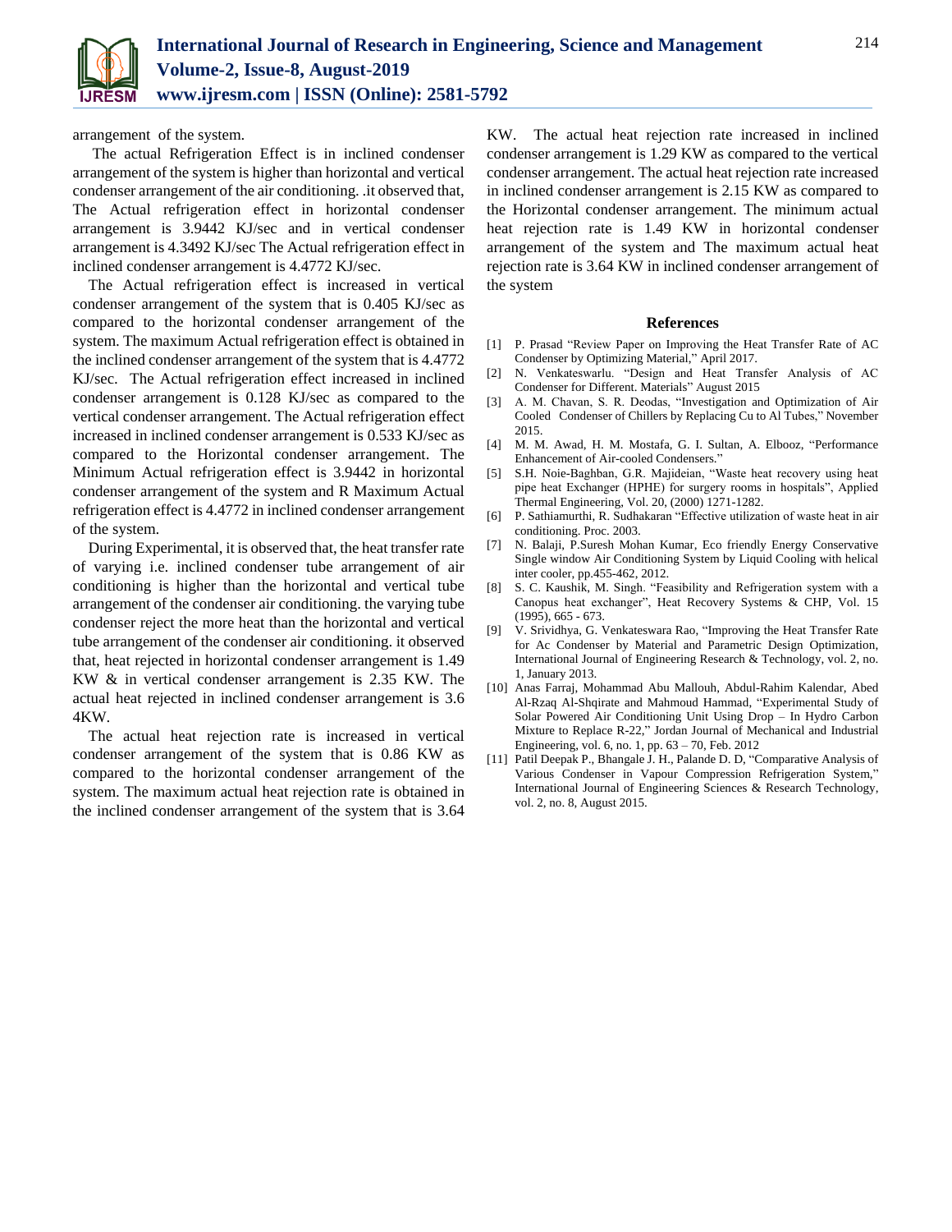arrangement of the system.

The actual Refrigeration Effect is in inclined condenser arrangement of the system is higher than horizontal and vertical condenser arrangement of the air conditioning. .it observed that, The Actual refrigeration effect in horizontal condenser arrangement is 3.9442 KJ/sec and in vertical condenser arrangement is 4.3492 KJ/sec The Actual refrigeration effect in inclined condenser arrangement is 4.4772 KJ/sec.

The Actual refrigeration effect is increased in vertical condenser arrangement of the system that is 0.405 KJ/sec as compared to the horizontal condenser arrangement of the system. The maximum Actual refrigeration effect is obtained in the inclined condenser arrangement of the system that is 4.4772 KJ/sec. The Actual refrigeration effect increased in inclined condenser arrangement is 0.128 KJ/sec as compared to the vertical condenser arrangement. The Actual refrigeration effect increased in inclined condenser arrangement is 0.533 KJ/sec as compared to the Horizontal condenser arrangement. The Minimum Actual refrigeration effect is 3.9442 in horizontal condenser arrangement of the system and R Maximum Actual refrigeration effect is 4.4772 in inclined condenser arrangement of the system.

During Experimental, it is observed that, the heat transfer rate of varying i.e. inclined condenser tube arrangement of air conditioning is higher than the horizontal and vertical tube arrangement of the condenser air conditioning. the varying tube condenser reject the more heat than the horizontal and vertical tube arrangement of the condenser air conditioning. it observed that, heat rejected in horizontal condenser arrangement is 1.49 KW & in vertical condenser arrangement is 2.35 KW. The actual heat rejected in inclined condenser arrangement is 3.6 4KW.

The actual heat rejection rate is increased in vertical condenser arrangement of the system that is 0.86 KW as compared to the horizontal condenser arrangement of the system. The maximum actual heat rejection rate is obtained in the inclined condenser arrangement of the system that is 3.64 KW. The actual heat rejection rate increased in inclined condenser arrangement is 1.29 KW as compared to the vertical condenser arrangement. The actual heat rejection rate increased in inclined condenser arrangement is 2.15 KW as compared to the Horizontal condenser arrangement. The minimum actual heat rejection rate is 1.49 KW in horizontal condenser arrangement of the system and The maximum actual heat rejection rate is 3.64 KW in inclined condenser arrangement of the system

## References

[1] P. Prasad "Review Paper on Improving the Heat Transfer Rate of AC Condenser by Optimizing Material," April 2017.

[2] N. Venkateswarlu. "Design and Heat Transfer Analysis of AC Condenser for Different. Materials" August 2015

[3] A. M. Chavan, S. R. Deodas, "Investigation and Optimization of Air Cooled Condenser of Chillers by Replacing Cu to Al Tubes," November 2015.

[4] M. M. Awad, H. M. Mostafa, G. I. Sultan, A. Elbooz, "Performance Enhancement of Air-cooled Condensers."

[5] S.H. Noie-Baghban, G.R. Majideian, "Waste heat recovery using heat pipe heat Exchanger (HPHE) for surgery rooms in hospitals", Applied Thermal Engineering, Vol. 20, (2000) 1271-1282.

[6] P. Sathiamurthi, R. Sudhakaran "Effective utilization of waste heat in air conditioning. Proc. 2003.

[7] N. Balaji, P.Suresh Mohan Kumar, Eco friendly Energy Conservative Single window Air Conditioning System by Liquid Cooling with helical inter cooler, pp.455-462, 2012.

[8] S. C. Kaushik, M. Singh. "Feasibility and Refrigeration system with a Canopus heat exchanger", Heat Recovery Systems & CHP, Vol. 15 (1995), 665 - 673.

[9] V. Srividhya, G. Venkateswara Rao, "Improving the Heat Transfer Rate for Ac Condenser by Material and Parametric Design Optimization, International Journal of Engineering Research & Technology, vol. 2, no. 1, January 2013.

[10] Anas Farraj, Mohammad Abu Mallouh, Abdul-Rahim Kalendar, Abed Al-Rzaq Al-Shqirate and Mahmoud Hammad, "Experimental Study of Solar Powered Air Conditioning Unit Using Drop – In Hydro Carbon Mixture to Replace R-22," Jordan Journal of Mechanical and Industrial Engineering, vol. 6, no. 1, pp. 63 – 70, Feb. 2012

[11] Patil Deepak P., Bhangale J. H., Palande D. D, "Comparative Analysis of Various Condenser in Vapour Compression Refrigeration System," International Journal of Engineering Sciences & Research Technology, vol. 2, no. 8, August 2015.